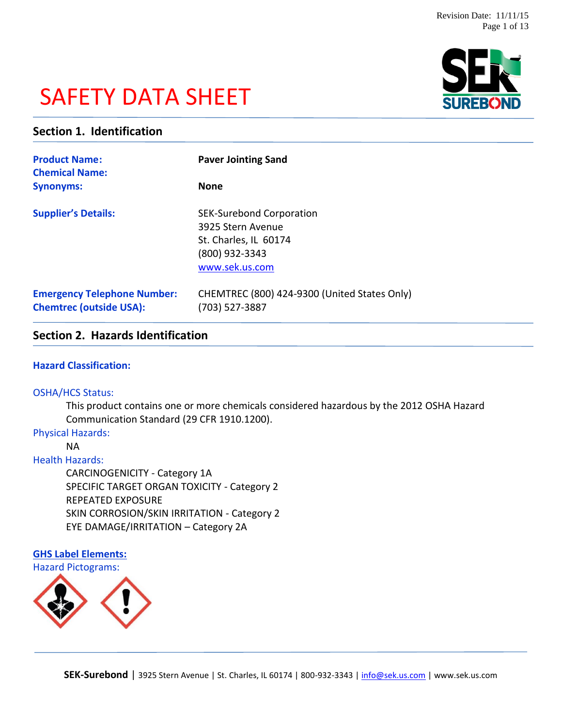# SAFETY DATA SHEET

## Section 1. Identification

| | |
|---|---|
| **Product Name:** | **Paver Jointing Sand** |
| **Chemical Name:** | |
| **Synonyms:** | **None** |
| **Supplier's Details:** | SEK-Surebond Corporation<br>3925 Stern Avenue<br>St. Charles, IL 60174<br>(800) 932-3343<br>www.sek.us.com |
| **Emergency Telephone Number:** | CHEMTREC (800) 424-9300 (United States Only) |
| **Chemtrec (outside USA):** | (703) 527-3887 |

## Section 2. Hazards Identification

### Hazard Classification:

OSHA/HCS Status:

This product contains one or more chemicals considered hazardous by the 2012 OSHA Hazard Communication Standard (29 CFR 1910.1200).

Physical Hazards:

NA

Health Hazards:

CARCINOGENICITY - Category 1A
SPECIFIC TARGET ORGAN TOXICITY - Category 2
REPEATED EXPOSURE
SKIN CORROSION/SKIN IRRITATION - Category 2
EYE DAMAGE/IRRITATION – Category 2A

### GHS Label Elements:

Hazard Pictograms: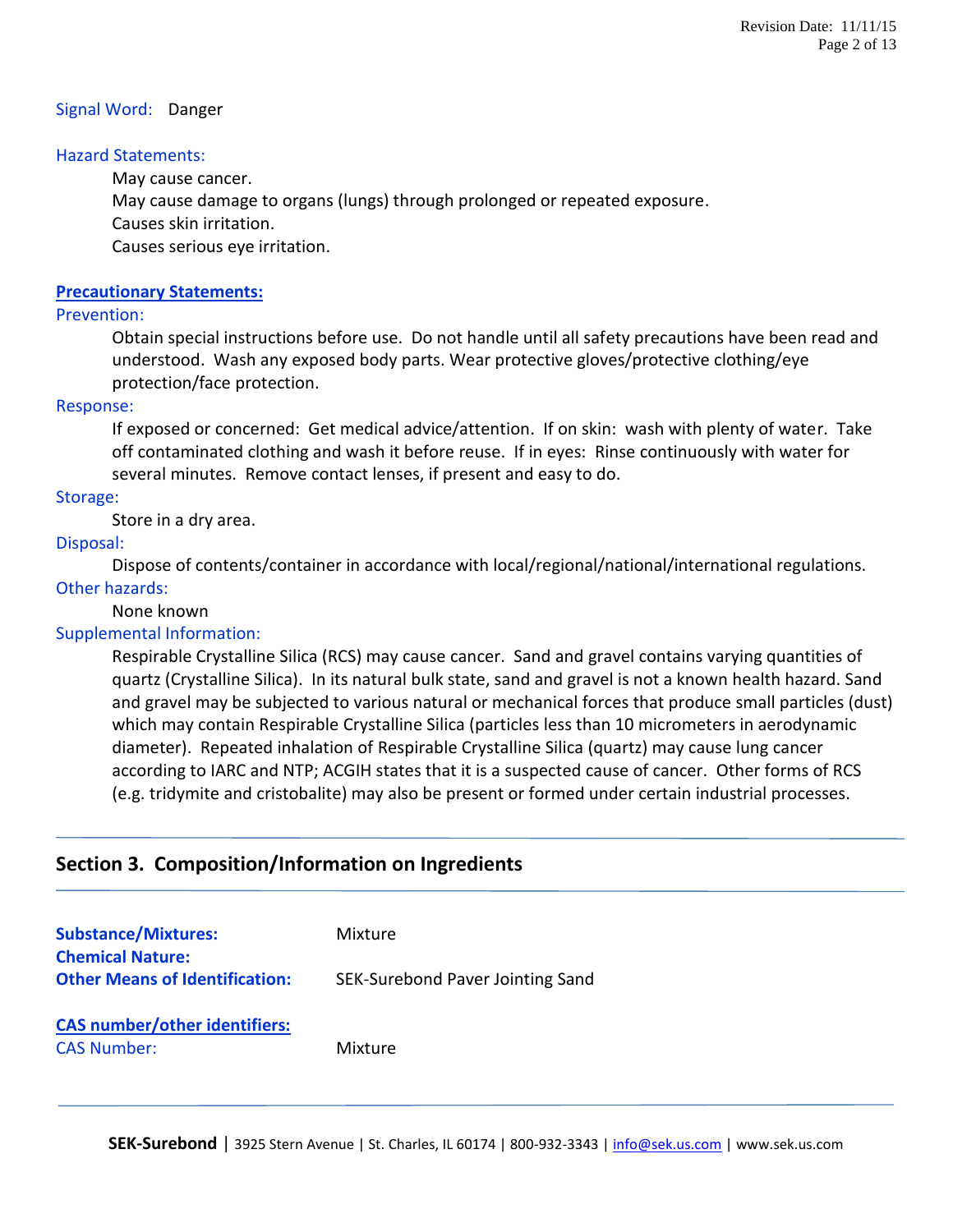**Signal Word:** Danger

**Hazard Statements:**

May cause cancer.
May cause damage to organs (lungs) through prolonged or repeated exposure.
Causes skin irritation.
Causes serious eye irritation.

**Precautionary Statements:**

**Prevention:**

Obtain special instructions before use. Do not handle until all safety precautions have been read and understood. Wash any exposed body parts. Wear protective gloves/protective clothing/eye protection/face protection.

**Response:**

If exposed or concerned: Get medical advice/attention. If on skin: wash with plenty of water. Take off contaminated clothing and wash it before reuse. If in eyes: Rinse continuously with water for several minutes. Remove contact lenses, if present and easy to do.

**Storage:**

Store in a dry area.

**Disposal:**

Dispose of contents/container in accordance with local/regional/national/international regulations.

**Other hazards:**

None known

**Supplemental Information:**

Respirable Crystalline Silica (RCS) may cause cancer. Sand and gravel contains varying quantities of quartz (Crystalline Silica). In its natural bulk state, sand and gravel is not a known health hazard. Sand and gravel may be subjected to various natural or mechanical forces that produce small particles (dust) which may contain Respirable Crystalline Silica (particles less than 10 micrometers in aerodynamic diameter). Repeated inhalation of Respirable Crystalline Silica (quartz) may cause lung cancer according to IARC and NTP; ACGIH states that it is a suspected cause of cancer. Other forms of RCS (e.g. tridymite and cristobalite) may also be present or formed under certain industrial processes.

## Section 3. Composition/Information on Ingredients

**Substance/Mixtures:** Mixture
**Chemical Nature:**
**Other Means of Identification:** SEK-Surebond Paver Jointing Sand

**CAS number/other identifiers:**
CAS Number: Mixture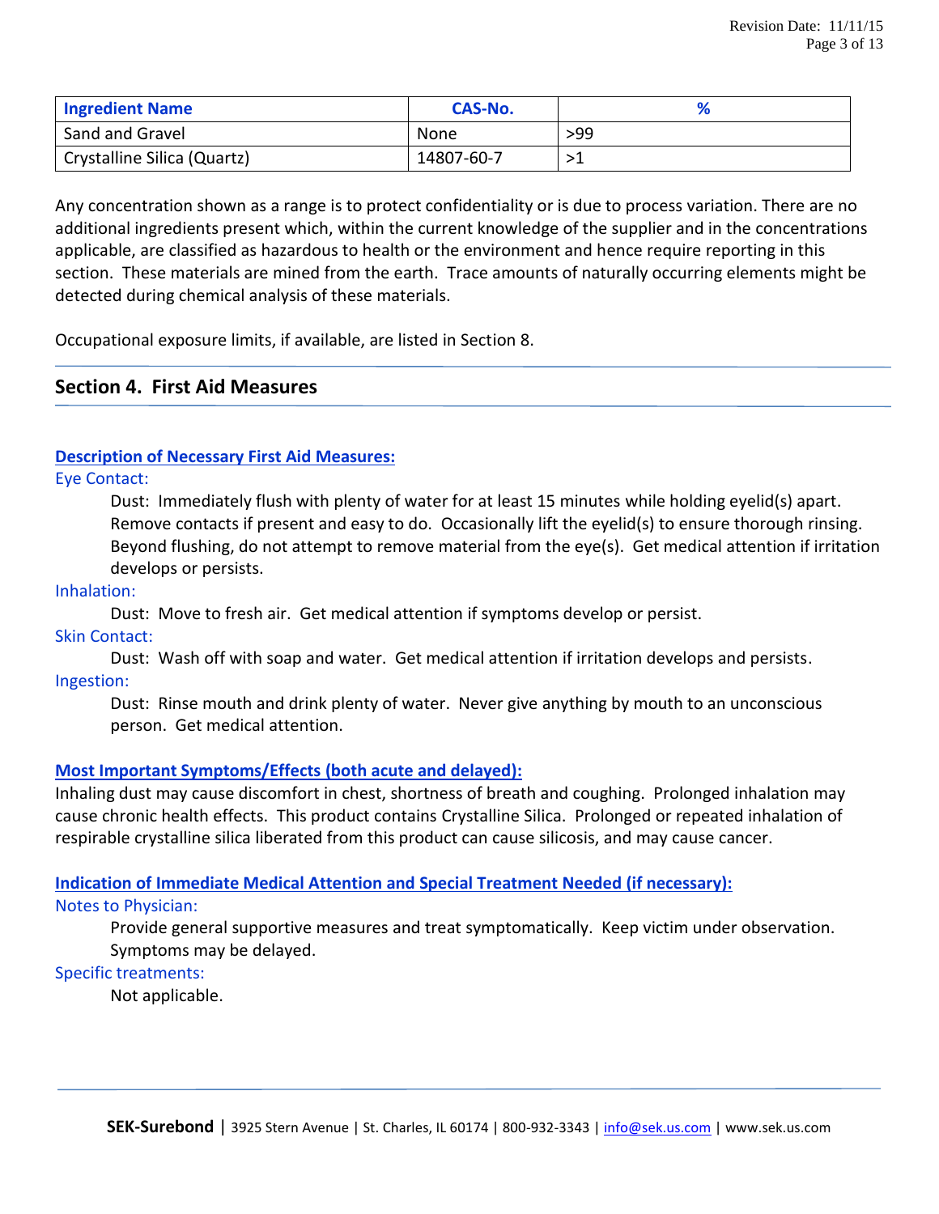| Ingredient Name | CAS-No. | % |
| --- | --- | --- |
| Sand and Gravel | None | >99 |
| Crystalline Silica (Quartz) | 14807-60-7 | >1 |

Any concentration shown as a range is to protect confidentiality or is due to process variation. There are no additional ingredients present which, within the current knowledge of the supplier and in the concentrations applicable, are classified as hazardous to health or the environment and hence require reporting in this section. These materials are mined from the earth. Trace amounts of naturally occurring elements might be detected during chemical analysis of these materials.

Occupational exposure limits, if available, are listed in Section 8.

## Section 4. First Aid Measures

### Description of Necessary First Aid Measures:

**Eye Contact:**

Dust: Immediately flush with plenty of water for at least 15 minutes while holding eyelid(s) apart. Remove contacts if present and easy to do. Occasionally lift the eyelid(s) to ensure thorough rinsing. Beyond flushing, do not attempt to remove material from the eye(s). Get medical attention if irritation develops or persists.

**Inhalation:**

Dust: Move to fresh air. Get medical attention if symptoms develop or persist.

**Skin Contact:**

Dust: Wash off with soap and water. Get medical attention if irritation develops and persists.

**Ingestion:**

Dust: Rinse mouth and drink plenty of water. Never give anything by mouth to an unconscious person. Get medical attention.

### Most Important Symptoms/Effects (both acute and delayed):

Inhaling dust may cause discomfort in chest, shortness of breath and coughing. Prolonged inhalation may cause chronic health effects. This product contains Crystalline Silica. Prolonged or repeated inhalation of respirable crystalline silica liberated from this product can cause silicosis, and may cause cancer.

### Indication of Immediate Medical Attention and Special Treatment Needed (if necessary):

**Notes to Physician:**

Provide general supportive measures and treat symptomatically. Keep victim under observation. Symptoms may be delayed.

**Specific treatments:**

Not applicable.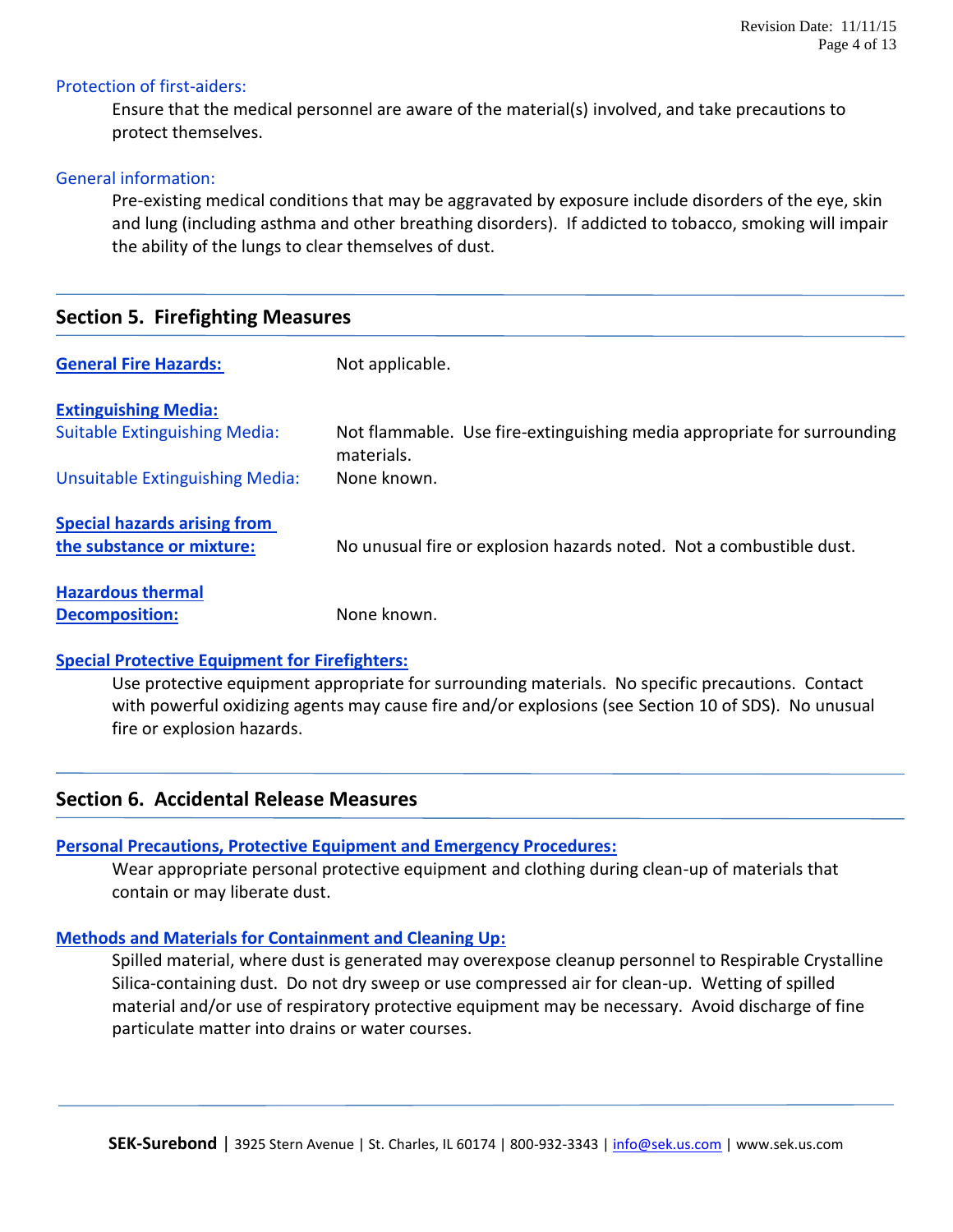### Protection of first-aiders:

Ensure that the medical personnel are aware of the material(s) involved, and take precautions to protect themselves.

### General information:

Pre-existing medical conditions that may be aggravated by exposure include disorders of the eye, skin and lung (including asthma and other breathing disorders). If addicted to tobacco, smoking will impair the ability of the lungs to clear themselves of dust.

## Section 5. Firefighting Measures

**General Fire Hazards:** Not applicable.

**Extinguishing Media:**

Suitable Extinguishing Media: Not flammable. Use fire-extinguishing media appropriate for surrounding materials.

Unsuitable Extinguishing Media: None known.

**Special hazards arising from the substance or mixture:** No unusual fire or explosion hazards noted. Not a combustible dust.

**Hazardous thermal Decomposition:** None known.

**Special Protective Equipment for Firefighters:**

Use protective equipment appropriate for surrounding materials. No specific precautions. Contact with powerful oxidizing agents may cause fire and/or explosions (see Section 10 of SDS). No unusual fire or explosion hazards.

## Section 6. Accidental Release Measures

**Personal Precautions, Protective Equipment and Emergency Procedures:**

Wear appropriate personal protective equipment and clothing during clean-up of materials that contain or may liberate dust.

**Methods and Materials for Containment and Cleaning Up:**

Spilled material, where dust is generated may overexpose cleanup personnel to Respirable Crystalline Silica-containing dust. Do not dry sweep or use compressed air for clean-up. Wetting of spilled material and/or use of respiratory protective equipment may be necessary. Avoid discharge of fine particulate matter into drains or water courses.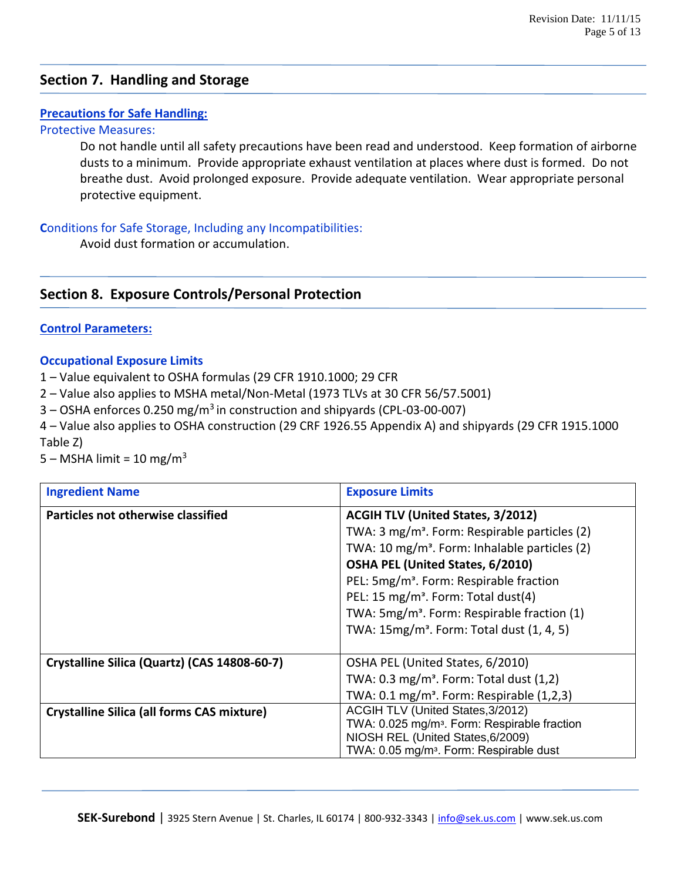## Section 7. Handling and Storage

### Precautions for Safe Handling:

Protective Measures:

Do not handle until all safety precautions have been read and understood. Keep formation of airborne dusts to a minimum. Provide appropriate exhaust ventilation at places where dust is formed. Do not breathe dust. Avoid prolonged exposure. Provide adequate ventilation. Wear appropriate personal protective equipment.

Conditions for Safe Storage, Including any Incompatibilities:

Avoid dust formation or accumulation.

## Section 8. Exposure Controls/Personal Protection

### Control Parameters:

### Occupational Exposure Limits

1 – Value equivalent to OSHA formulas (29 CFR 1910.1000; 29 CFR
2 – Value also applies to MSHA metal/Non-Metal (1973 TLVs at 30 CFR 56/57.5001)
3 – OSHA enforces 0.250 mg/m$^3$ in construction and shipyards (CPL-03-00-007)
4 – Value also applies to OSHA construction (29 CRF 1926.55 Appendix A) and shipyards (29 CFR 1915.1000 Table Z)
5 – MSHA limit = 10 mg/m$^3$

| Ingredient Name | Exposure Limits |
|---|---|
| **Particles not otherwise classified** | **ACGIH TLV (United States, 3/2012)**<br>TWA: 3 mg/m³. Form: Respirable particles (2)<br>TWA: 10 mg/m³. Form: Inhalable particles (2)<br>**OSHA PEL (United States, 6/2010)**<br>PEL: 5mg/m³. Form: Respirable fraction<br>PEL: 15 mg/m³. Form: Total dust(4)<br>TWA: 5mg/m³. Form: Respirable fraction (1)<br>TWA: 15mg/m³. Form: Total dust (1, 4, 5) |
| **Crystalline Silica (Quartz) (CAS 14808-60-7)** | OSHA PEL (United States, 6/2010)<br>TWA: 0.3 mg/m³. Form: Total dust (1,2)<br>TWA: 0.1 mg/m³. Form: Respirable (1,2,3) |
| **Crystalline Silica (all forms CAS mixture)** | ACGIH TLV (United States,3/2012)<br>TWA: 0.025 mg/m³. Form: Respirable fraction<br>NIOSH REL (United States,6/2009)<br>TWA: 0.05 mg/m³. Form: Respirable dust |

**SEK-Surebond** | 3925 Stern Avenue | St. Charles, IL 60174 | 800-932-3343 | info@sek.us.com | www.sek.us.com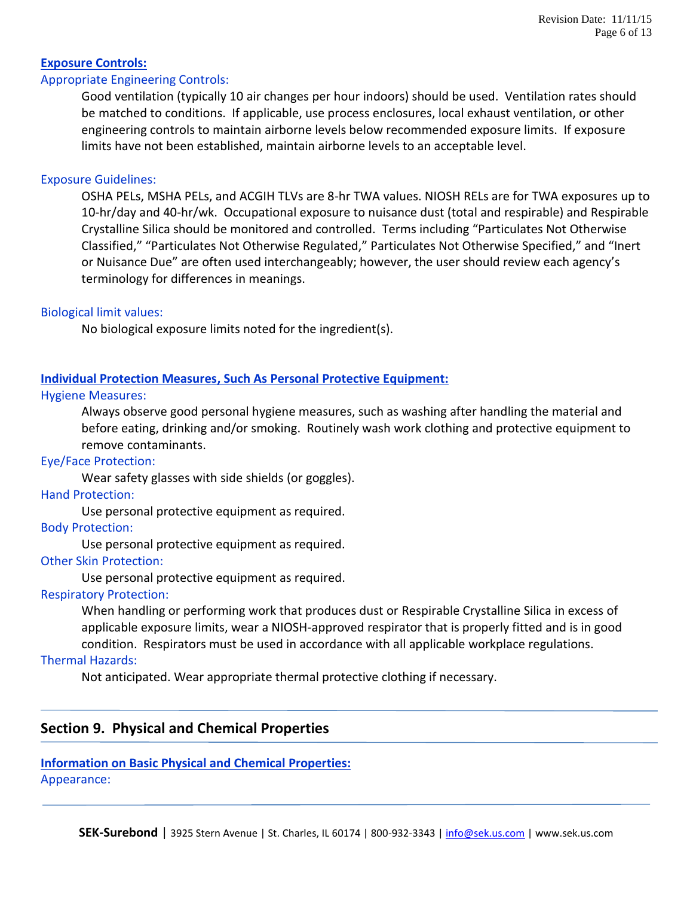**Exposure Controls:**

Appropriate Engineering Controls:

Good ventilation (typically 10 air changes per hour indoors) should be used. Ventilation rates should be matched to conditions. If applicable, use process enclosures, local exhaust ventilation, or other engineering controls to maintain airborne levels below recommended exposure limits. If exposure limits have not been established, maintain airborne levels to an acceptable level.

Exposure Guidelines:

OSHA PELs, MSHA PELs, and ACGIH TLVs are 8-hr TWA values. NIOSH RELs are for TWA exposures up to 10-hr/day and 40-hr/wk. Occupational exposure to nuisance dust (total and respirable) and Respirable Crystalline Silica should be monitored and controlled. Terms including "Particulates Not Otherwise Classified," "Particulates Not Otherwise Regulated," Particulates Not Otherwise Specified," and "Inert or Nuisance Due" are often used interchangeably; however, the user should review each agency's terminology for differences in meanings.

Biological limit values:

No biological exposure limits noted for the ingredient(s).

**Individual Protection Measures, Such As Personal Protective Equipment:**

Hygiene Measures:

Always observe good personal hygiene measures, such as washing after handling the material and before eating, drinking and/or smoking. Routinely wash work clothing and protective equipment to remove contaminants.

Eye/Face Protection:

Wear safety glasses with side shields (or goggles).

Hand Protection:

Use personal protective equipment as required.

Body Protection:

Use personal protective equipment as required.

Other Skin Protection:

Use personal protective equipment as required.

Respiratory Protection:

When handling or performing work that produces dust or Respirable Crystalline Silica in excess of applicable exposure limits, wear a NIOSH-approved respirator that is properly fitted and is in good condition. Respirators must be used in accordance with all applicable workplace regulations.

Thermal Hazards:

Not anticipated. Wear appropriate thermal protective clothing if necessary.

## Section 9. Physical and Chemical Properties

**Information on Basic Physical and Chemical Properties:**

Appearance: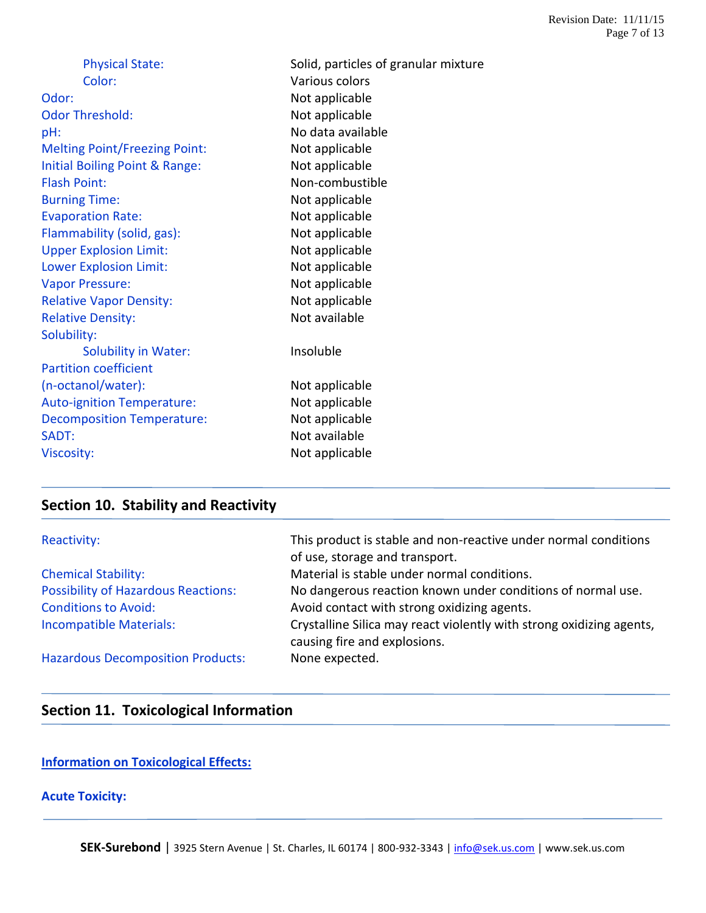| | |
|---|---|
| Physical State: | Solid, particles of granular mixture |
| Color: | Various colors |
| Odor: | Not applicable |
| Odor Threshold: | Not applicable |
| pH: | No data available |
| Melting Point/Freezing Point: | Not applicable |
| Initial Boiling Point & Range: | Not applicable |
| Flash Point: | Non-combustible |
| Burning Time: | Not applicable |
| Evaporation Rate: | Not applicable |
| Flammability (solid, gas): | Not applicable |
| Upper Explosion Limit: | Not applicable |
| Lower Explosion Limit: | Not applicable |
| Vapor Pressure: | Not applicable |
| Relative Vapor Density: | Not applicable |
| Relative Density: | Not available |
| Solubility: | |
| Solubility in Water: | Insoluble |
| Partition coefficient (n-octanol/water): | Not applicable |
| Auto-ignition Temperature: | Not applicable |
| Decomposition Temperature: | Not applicable |
| SADT: | Not available |
| Viscosity: | Not applicable |

## Section 10. Stability and Reactivity

| | |
|---|---|
| Reactivity: | This product is stable and non-reactive under normal conditions of use, storage and transport. |
| Chemical Stability: | Material is stable under normal conditions. |
| Possibility of Hazardous Reactions: | No dangerous reaction known under conditions of normal use. |
| Conditions to Avoid: | Avoid contact with strong oxidizing agents. |
| Incompatible Materials: | Crystalline Silica may react violently with strong oxidizing agents, causing fire and explosions. |
| Hazardous Decomposition Products: | None expected. |

## Section 11. Toxicological Information

**Information on Toxicological Effects:**

**Acute Toxicity:**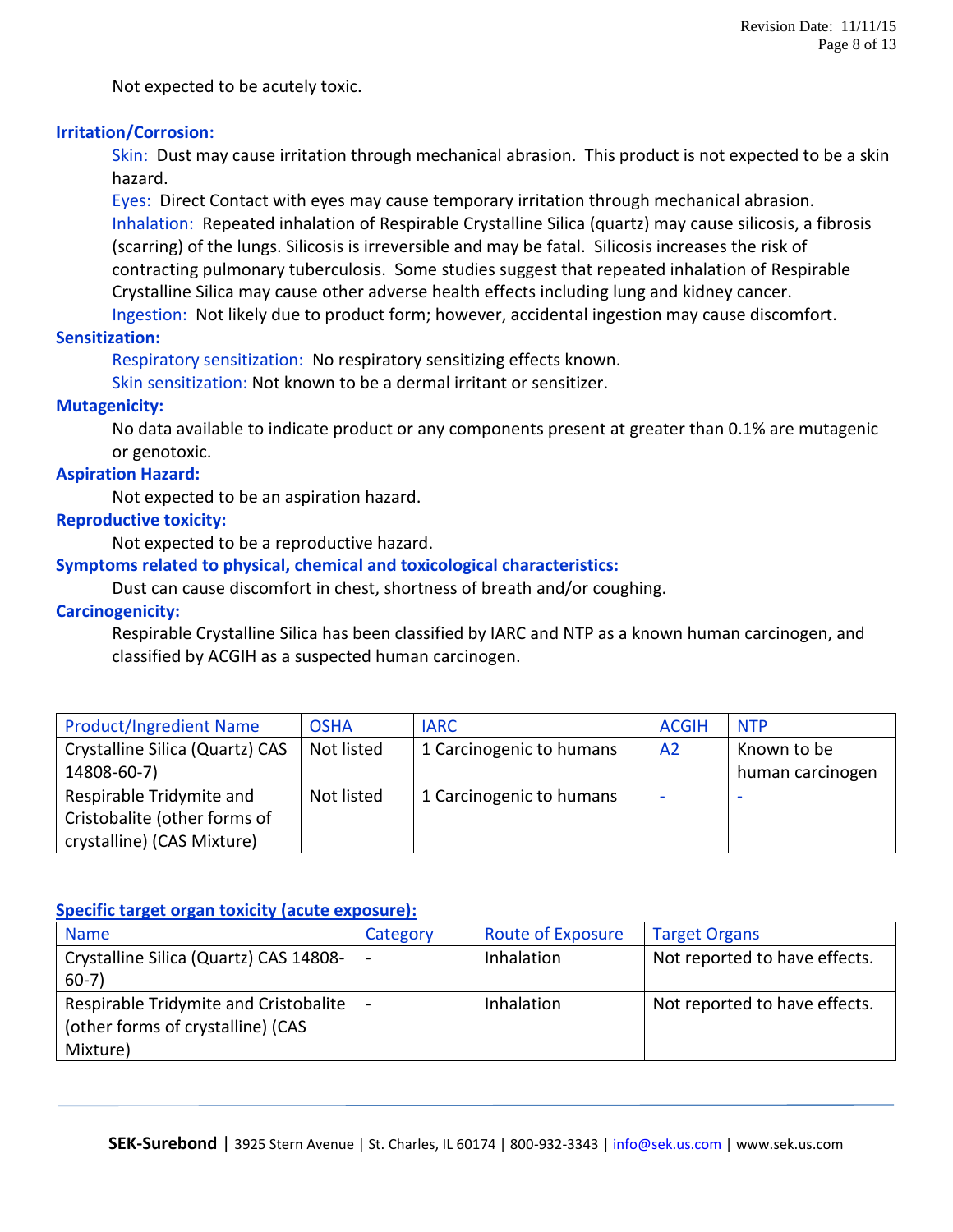Not expected to be acutely toxic.

**Irritation/Corrosion:**

Skin: Dust may cause irritation through mechanical abrasion. This product is not expected to be a skin hazard.

Eyes: Direct Contact with eyes may cause temporary irritation through mechanical abrasion.

Inhalation: Repeated inhalation of Respirable Crystalline Silica (quartz) may cause silicosis, a fibrosis (scarring) of the lungs. Silicosis is irreversible and may be fatal. Silicosis increases the risk of contracting pulmonary tuberculosis. Some studies suggest that repeated inhalation of Respirable Crystalline Silica may cause other adverse health effects including lung and kidney cancer.

Ingestion: Not likely due to product form; however, accidental ingestion may cause discomfort.

**Sensitization:**

Respiratory sensitization: No respiratory sensitizing effects known.

Skin sensitization: Not known to be a dermal irritant or sensitizer.

**Mutagenicity:**

No data available to indicate product or any components present at greater than 0.1% are mutagenic or genotoxic.

**Aspiration Hazard:**

Not expected to be an aspiration hazard.

**Reproductive toxicity:**

Not expected to be a reproductive hazard.

**Symptoms related to physical, chemical and toxicological characteristics:**

Dust can cause discomfort in chest, shortness of breath and/or coughing.

**Carcinogenicity:**

Respirable Crystalline Silica has been classified by IARC and NTP as a known human carcinogen, and classified by ACGIH as a suspected human carcinogen.

| Product/Ingredient Name | OSHA | IARC | ACGIH | NTP |
|---|---|---|---|---|
| Crystalline Silica (Quartz) CAS 14808-60-7) | Not listed | 1 Carcinogenic to humans | A2 | Known to be human carcinogen |
| Respirable Tridymite and Cristobalite (other forms of crystalline) (CAS Mixture) | Not listed | 1 Carcinogenic to humans | - | - |

**Specific target organ toxicity (acute exposure):**

| Name | Category | Route of Exposure | Target Organs |
|---|---|---|---|
| Crystalline Silica (Quartz) CAS 14808-60-7) | - | Inhalation | Not reported to have effects. |
| Respirable Tridymite and Cristobalite (other forms of crystalline) (CAS Mixture) | - | Inhalation | Not reported to have effects. |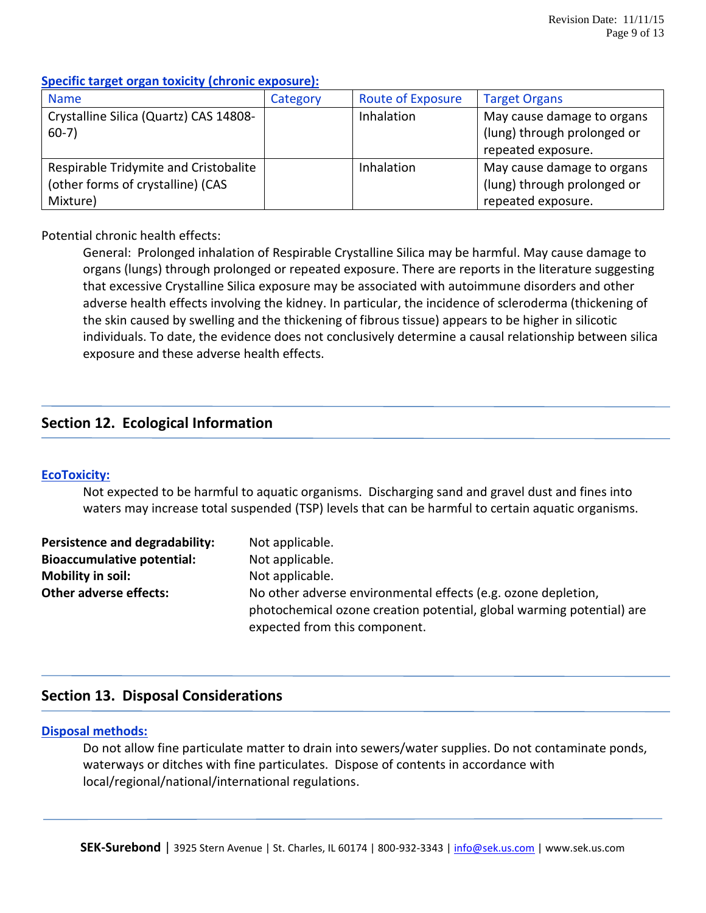**Specific target organ toxicity (chronic exposure):**

| Name | Category | Route of Exposure | Target Organs |
| --- | --- | --- | --- |
| Crystalline Silica (Quartz) CAS 14808-60-7) | | Inhalation | May cause damage to organs (lung) through prolonged or repeated exposure. |
| Respirable Tridymite and Cristobalite (other forms of crystalline) (CAS Mixture) | | Inhalation | May cause damage to organs (lung) through prolonged or repeated exposure. |

Potential chronic health effects:

General: Prolonged inhalation of Respirable Crystalline Silica may be harmful. May cause damage to organs (lungs) through prolonged or repeated exposure. There are reports in the literature suggesting that excessive Crystalline Silica exposure may be associated with autoimmune disorders and other adverse health effects involving the kidney. In particular, the incidence of scleroderma (thickening of the skin caused by swelling and the thickening of fibrous tissue) appears to be higher in silicotic individuals. To date, the evidence does not conclusively determine a causal relationship between silica exposure and these adverse health effects.

## Section 12. Ecological Information

**EcoToxicity:**

Not expected to be harmful to aquatic organisms. Discharging sand and gravel dust and fines into waters may increase total suspended (TSP) levels that can be harmful to certain aquatic organisms.

**Persistence and degradability:** Not applicable.

**Bioaccumulative potential:** Not applicable.

**Mobility in soil:** Not applicable.

**Other adverse effects:** No other adverse environmental effects (e.g. ozone depletion, photochemical ozone creation potential, global warming potential) are expected from this component.

## Section 13. Disposal Considerations

**Disposal methods:**

Do not allow fine particulate matter to drain into sewers/water supplies. Do not contaminate ponds, waterways or ditches with fine particulates. Dispose of contents in accordance with local/regional/national/international regulations.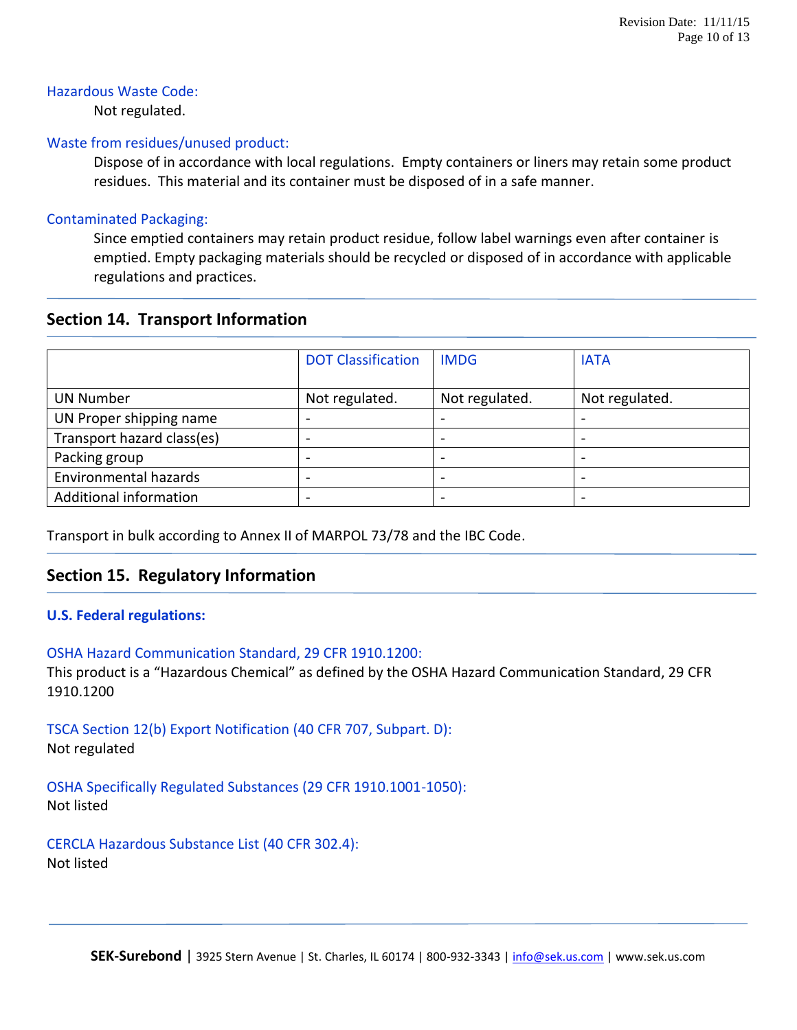### Hazardous Waste Code:

Not regulated.

### Waste from residues/unused product:

Dispose of in accordance with local regulations. Empty containers or liners may retain some product residues. This material and its container must be disposed of in a safe manner.

### Contaminated Packaging:

Since emptied containers may retain product residue, follow label warnings even after container is emptied. Empty packaging materials should be recycled or disposed of in accordance with applicable regulations and practices.

## Section 14. Transport Information

| | DOT Classification | IMDG | IATA |
|---|---|---|---|
| UN Number | Not regulated. | Not regulated. | Not regulated. |
| UN Proper shipping name | - | - | - |
| Transport hazard class(es) | - | - | - |
| Packing group | - | - | - |
| Environmental hazards | - | - | - |
| Additional information | - | - | - |

Transport in bulk according to Annex II of MARPOL 73/78 and the IBC Code.

## Section 15. Regulatory Information

### U.S. Federal regulations:

**OSHA Hazard Communication Standard, 29 CFR 1910.1200:**
This product is a "Hazardous Chemical" as defined by the OSHA Hazard Communication Standard, 29 CFR 1910.1200

**TSCA Section 12(b) Export Notification (40 CFR 707, Subpart. D):**
Not regulated

**OSHA Specifically Regulated Substances (29 CFR 1910.1001-1050):**
Not listed

**CERCLA Hazardous Substance List (40 CFR 302.4):**
Not listed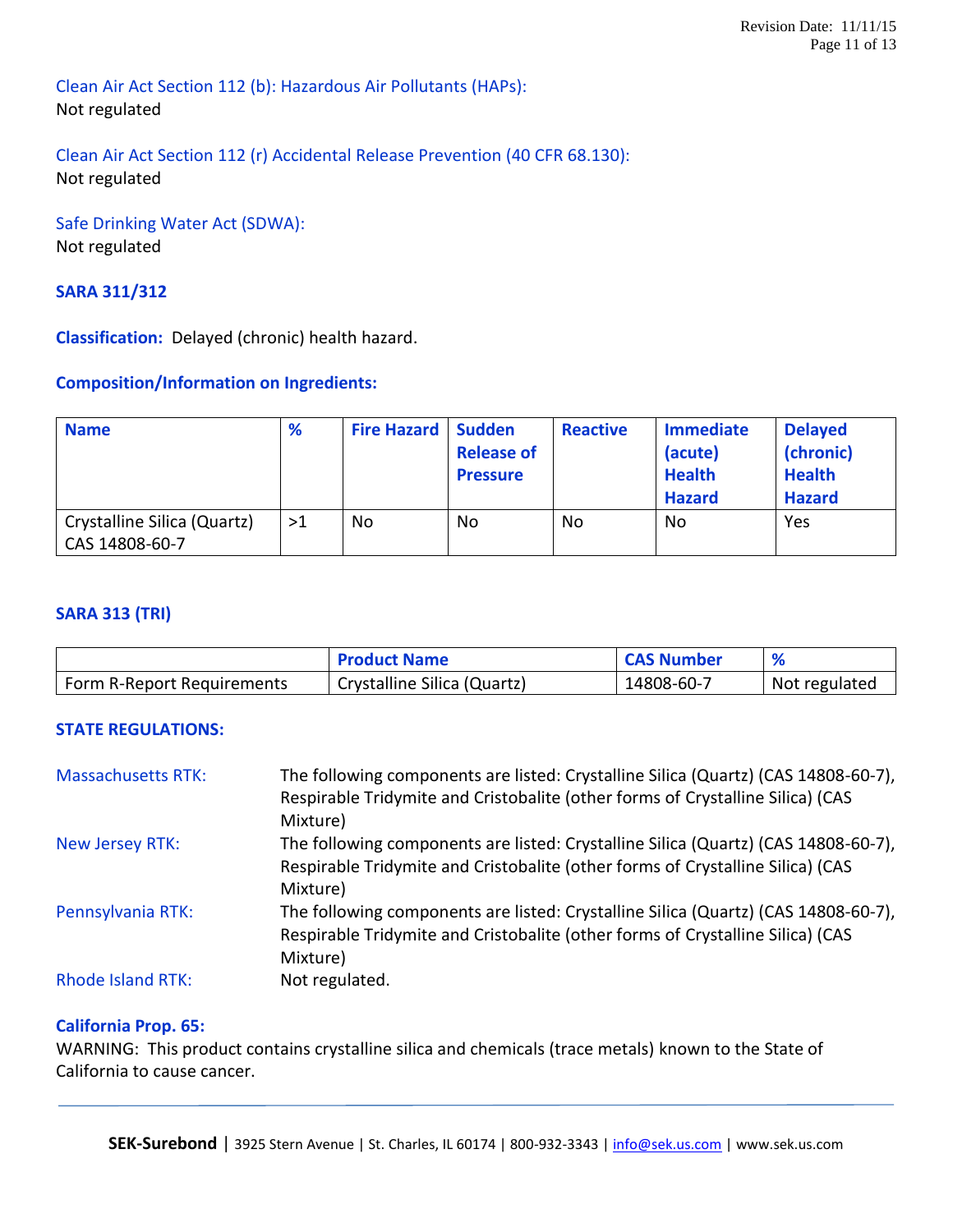### Clean Air Act Section 112 (b): Hazardous Air Pollutants (HAPs):

Not regulated

### Clean Air Act Section 112 (r) Accidental Release Prevention (40 CFR 68.130):

Not regulated

### Safe Drinking Water Act (SDWA):

Not regulated

### SARA 311/312

**Classification:** Delayed (chronic) health hazard.

**Composition/Information on Ingredients:**

| Name | % | Fire Hazard | Sudden Release of Pressure | Reactive | Immediate (acute) Health Hazard | Delayed (chronic) Health Hazard |
|---|---|---|---|---|---|---|
| Crystalline Silica (Quartz) CAS 14808-60-7 | >1 | No | No | No | No | Yes |

### SARA 313 (TRI)

| | Product Name | CAS Number | % |
|---|---|---|---|
| Form R-Report Requirements | Crystalline Silica (Quartz) | 14808-60-7 | Not regulated |

### STATE REGULATIONS:

| | |
|---|---|
| Massachusetts RTK: | The following components are listed: Crystalline Silica (Quartz) (CAS 14808-60-7), Respirable Tridymite and Cristobalite (other forms of Crystalline Silica) (CAS Mixture) |
| New Jersey RTK: | The following components are listed: Crystalline Silica (Quartz) (CAS 14808-60-7), Respirable Tridymite and Cristobalite (other forms of Crystalline Silica) (CAS Mixture) |
| Pennsylvania RTK: | The following components are listed: Crystalline Silica (Quartz) (CAS 14808-60-7), Respirable Tridymite and Cristobalite (other forms of Crystalline Silica) (CAS Mixture) |
| Rhode Island RTK: | Not regulated. |

### California Prop. 65:

WARNING: This product contains crystalline silica and chemicals (trace metals) known to the State of California to cause cancer.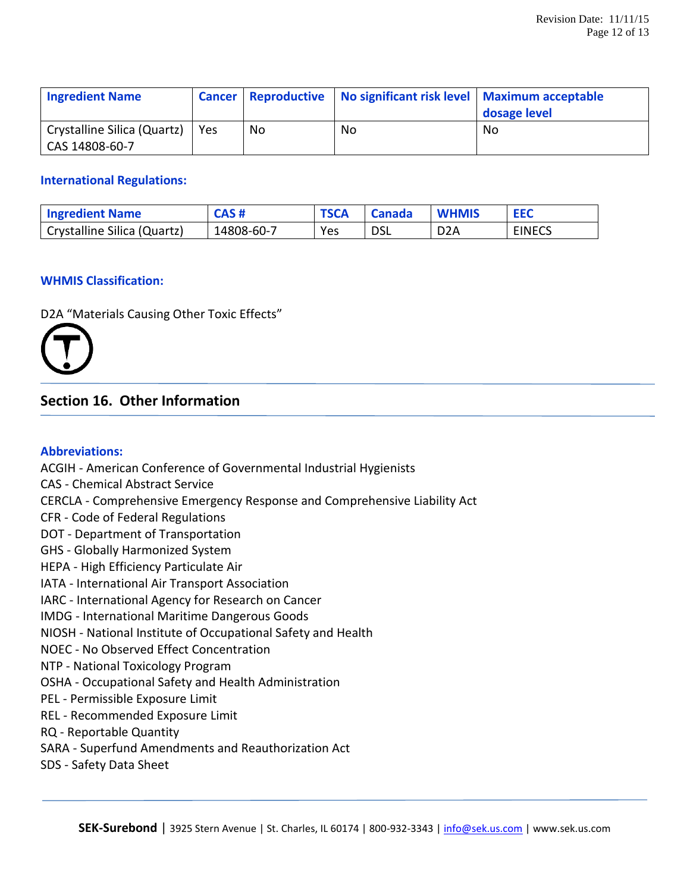| Ingredient Name | Cancer | Reproductive | No significant risk level | Maximum acceptable dosage level |
|---|---|---|---|---|
| Crystalline Silica (Quartz) CAS 14808-60-7 | Yes | No | No | No |

**International Regulations:**

| Ingredient Name | CAS # | TSCA | Canada | WHMIS | EEC |
|---|---|---|---|---|---|
| Crystalline Silica (Quartz) | 14808-60-7 | Yes | DSL | D2A | EINECS |

**WHMIS Classification:**

D2A "Materials Causing Other Toxic Effects"

## Section 16. Other Information

**Abbreviations:**

ACGIH - American Conference of Governmental Industrial Hygienists
CAS - Chemical Abstract Service
CERCLA - Comprehensive Emergency Response and Comprehensive Liability Act
CFR - Code of Federal Regulations
DOT - Department of Transportation
GHS - Globally Harmonized System
HEPA - High Efficiency Particulate Air
IATA - International Air Transport Association
IARC - International Agency for Research on Cancer
IMDG - International Maritime Dangerous Goods
NIOSH - National Institute of Occupational Safety and Health
NOEC - No Observed Effect Concentration
NTP - National Toxicology Program
OSHA - Occupational Safety and Health Administration
PEL - Permissible Exposure Limit
REL - Recommended Exposure Limit
RQ - Reportable Quantity
SARA - Superfund Amendments and Reauthorization Act
SDS - Safety Data Sheet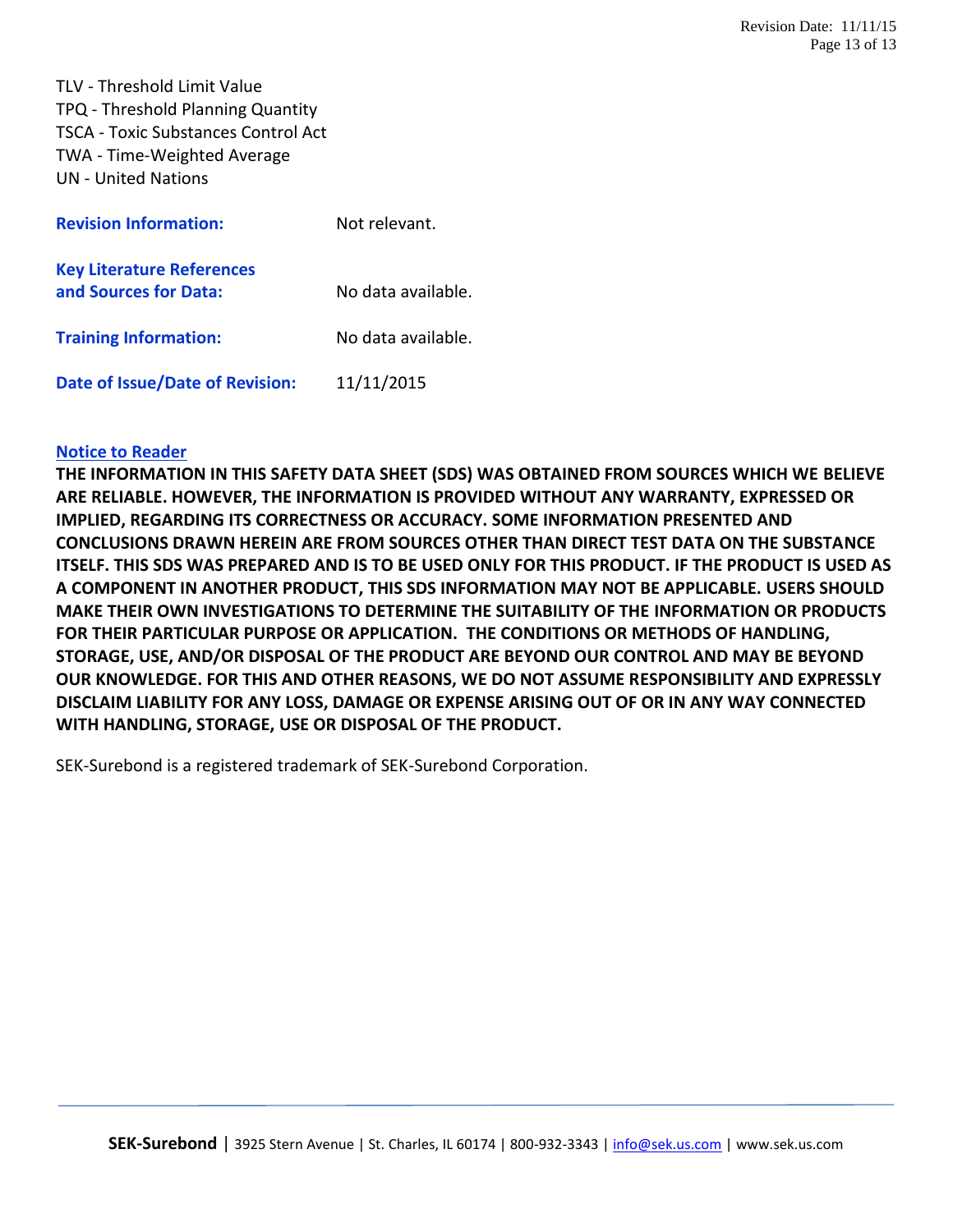TLV - Threshold Limit Value
TPQ - Threshold Planning Quantity
TSCA - Toxic Substances Control Act
TWA - Time-Weighted Average
UN - United Nations

**Revision Information:** Not relevant.

**Key Literature References and Sources for Data:** No data available.

**Training Information:** No data available.

**Date of Issue/Date of Revision:** 11/11/2015

**Notice to Reader**

**THE INFORMATION IN THIS SAFETY DATA SHEET (SDS) WAS OBTAINED FROM SOURCES WHICH WE BELIEVE ARE RELIABLE. HOWEVER, THE INFORMATION IS PROVIDED WITHOUT ANY WARRANTY, EXPRESSED OR IMPLIED, REGARDING ITS CORRECTNESS OR ACCURACY. SOME INFORMATION PRESENTED AND CONCLUSIONS DRAWN HEREIN ARE FROM SOURCES OTHER THAN DIRECT TEST DATA ON THE SUBSTANCE ITSELF. THIS SDS WAS PREPARED AND IS TO BE USED ONLY FOR THIS PRODUCT. IF THE PRODUCT IS USED AS A COMPONENT IN ANOTHER PRODUCT, THIS SDS INFORMATION MAY NOT BE APPLICABLE. USERS SHOULD MAKE THEIR OWN INVESTIGATIONS TO DETERMINE THE SUITABILITY OF THE INFORMATION OR PRODUCTS FOR THEIR PARTICULAR PURPOSE OR APPLICATION. THE CONDITIONS OR METHODS OF HANDLING, STORAGE, USE, AND/OR DISPOSAL OF THE PRODUCT ARE BEYOND OUR CONTROL AND MAY BE BEYOND OUR KNOWLEDGE. FOR THIS AND OTHER REASONS, WE DO NOT ASSUME RESPONSIBILITY AND EXPRESSLY DISCLAIM LIABILITY FOR ANY LOSS, DAMAGE OR EXPENSE ARISING OUT OF OR IN ANY WAY CONNECTED WITH HANDLING, STORAGE, USE OR DISPOSAL OF THE PRODUCT.**

SEK-Surebond is a registered trademark of SEK-Surebond Corporation.